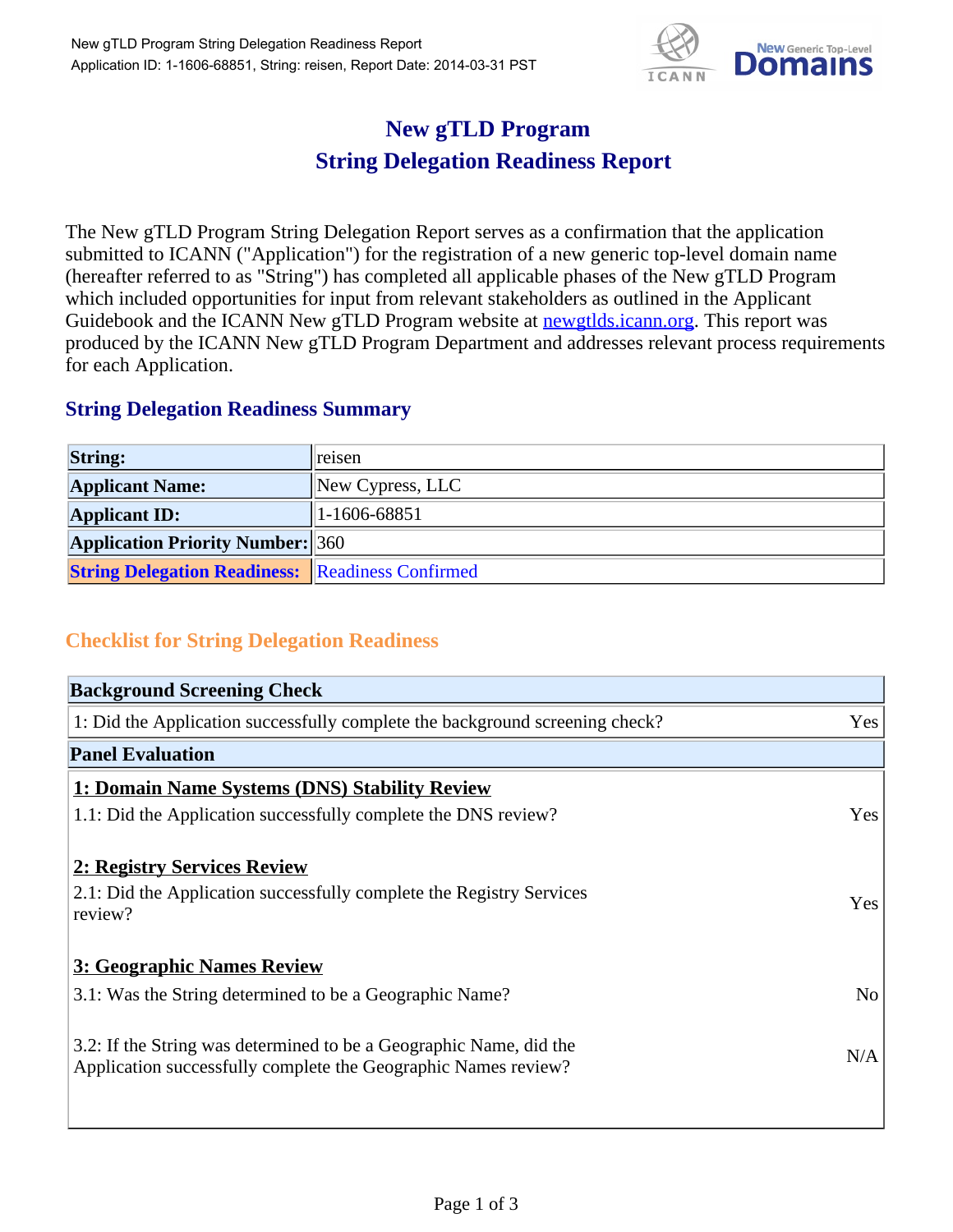# New gTLD Program
# String Delegation Readiness Report

The New gTLD Program String Delegation Report serves as a confirmation that the application submitted to ICANN ("Application") for the registration of a new generic top-level domain name (hereafter referred to as "String") has completed all applicable phases of the New gTLD Program which included opportunities for input from relevant stakeholders as outlined in the Applicant Guidebook and the ICANN New gTLD Program website at newgtlds.icann.org. This report was produced by the ICANN New gTLD Program Department and addresses relevant process requirements for each Application.

## String Delegation Readiness Summary

| | |
|---|---|
| **String:** | reisen |
| **Applicant Name:** | New Cypress, LLC |
| **Applicant ID:** | 1-1606-68851 |
| **Application Priority Number:** | 360 |
| **String Delegation Readiness:** | Readiness Confirmed |

## Checklist for String Delegation Readiness

| **Background Screening Check** | |
|---|---|
| 1: Did the Application successfully complete the background screening check? | Yes |
| **Panel Evaluation** | |
| **1: Domain Name Systems (DNS) Stability Review** | |
| 1.1: Did the Application successfully complete the DNS review? | Yes |
| **2: Registry Services Review** | |
| 2.1: Did the Application successfully complete the Registry Services review? | Yes |
| **3: Geographic Names Review** | |
| 3.1: Was the String determined to be a Geographic Name? | No |
| 3.2: If the String was determined to be a Geographic Name, did the Application successfully complete the Geographic Names review? | N/A |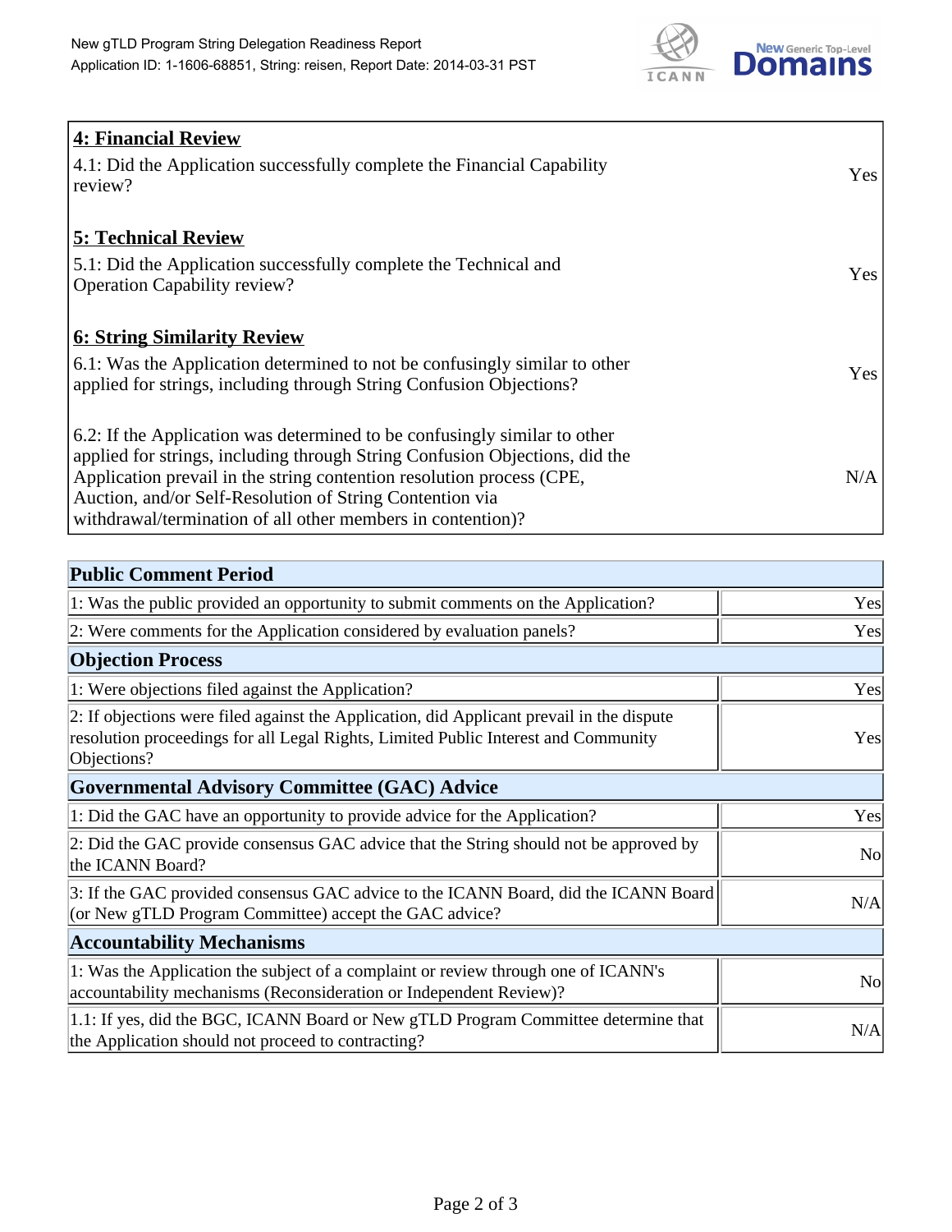| **4: Financial Review** | |
|---|---|
| 4.1: Did the Application successfully complete the Financial Capability review? | Yes |
| **5: Technical Review** | |
| 5.1: Did the Application successfully complete the Technical and Operation Capability review? | Yes |
| **6: String Similarity Review** | |
| 6.1: Was the Application determined to not be confusingly similar to other applied for strings, including through String Confusion Objections? | Yes |
| 6.2: If the Application was determined to be confusingly similar to other applied for strings, including through String Confusion Objections, did the Application prevail in the string contention resolution process (CPE, Auction, and/or Self-Resolution of String Contention via withdrawal/termination of all other members in contention)? | N/A |

| **Public Comment Period** | |
|---|---|
| 1: Was the public provided an opportunity to submit comments on the Application? | Yes |
| 2: Were comments for the Application considered by evaluation panels? | Yes |
| **Objection Process** | |
| 1: Were objections filed against the Application? | Yes |
| 2: If objections were filed against the Application, did Applicant prevail in the dispute resolution proceedings for all Legal Rights, Limited Public Interest and Community Objections? | Yes |
| **Governmental Advisory Committee (GAC) Advice** | |
| 1: Did the GAC have an opportunity to provide advice for the Application? | Yes |
| 2: Did the GAC provide consensus GAC advice that the String should not be approved by the ICANN Board? | No |
| 3: If the GAC provided consensus GAC advice to the ICANN Board, did the ICANN Board (or New gTLD Program Committee) accept the GAC advice? | N/A |
| **Accountability Mechanisms** | |
| 1: Was the Application the subject of a complaint or review through one of ICANN's accountability mechanisms (Reconsideration or Independent Review)? | No |
| 1.1: If yes, did the BGC, ICANN Board or New gTLD Program Committee determine that the Application should not proceed to contracting? | N/A |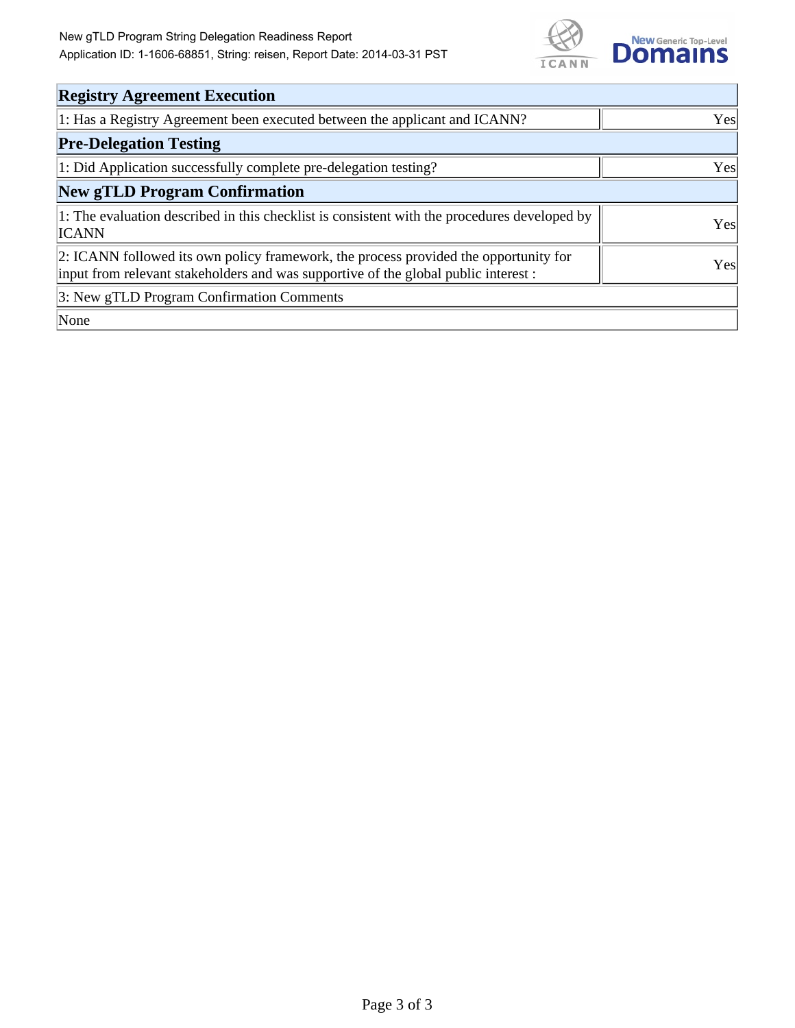## Registry Agreement Execution

| | |
|---|---|
| 1: Has a Registry Agreement been executed between the applicant and ICANN? | Yes |

## Pre-Delegation Testing

| | |
|---|---|
| 1: Did Application successfully complete pre-delegation testing? | Yes |

## New gTLD Program Confirmation

| | |
|---|---|
| 1: The evaluation described in this checklist is consistent with the procedures developed by ICANN | Yes |
| 2: ICANN followed its own policy framework, the process provided the opportunity for input from relevant stakeholders and was supportive of the global public interest : | Yes |
| 3: New gTLD Program Confirmation Comments | |
| None | |